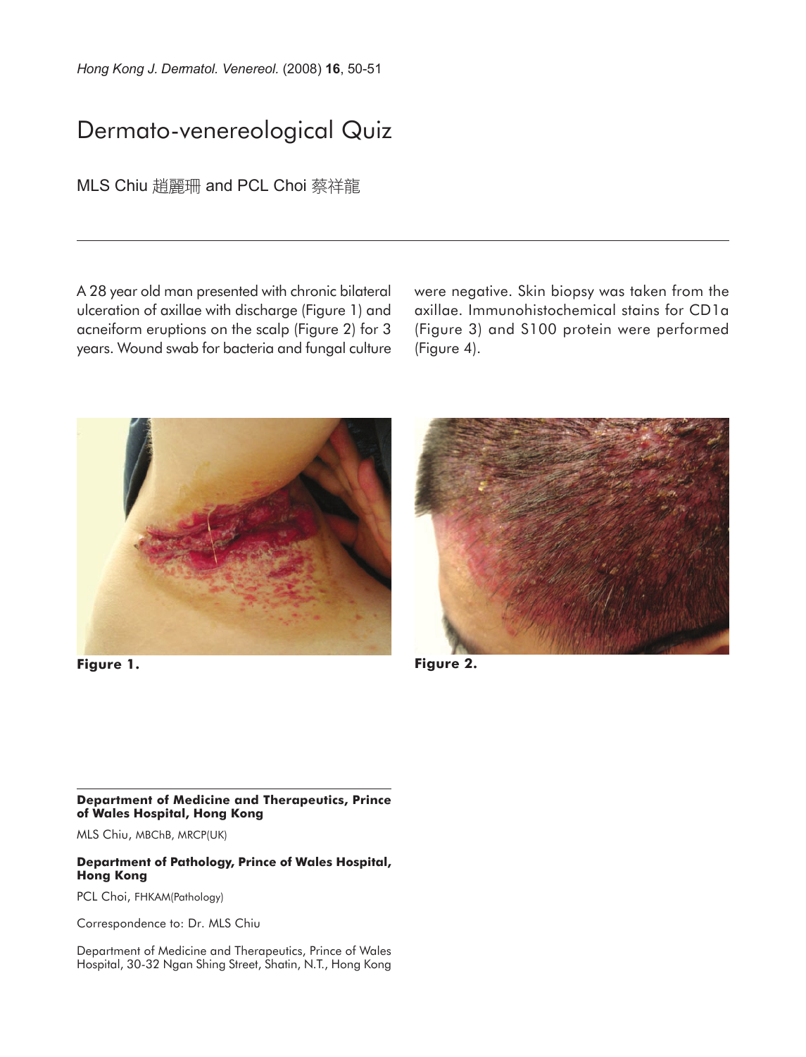# Dermato-venereological Quiz

MLS Chiu 趙麗珊 and PCL Choi 蔡祥龍

A 28 year old man presented with chronic bilateral ulceration of axillae with discharge (Figure 1) and acneiform eruptions on the scalp (Figure 2) for 3 years. Wound swab for bacteria and fungal culture were negative. Skin biopsy was taken from the axillae. Immunohistochemical stains for CD1a (Figure 3) and S100 protein were performed (Figure 4).

**Figure 1.**

**Figure 2.**

---

**Department of Medicine and Therapeutics, Prince of Wales Hospital, Hong Kong**

MLS Chiu, MBChB, MRCP(UK)

**Department of Pathology, Prince of Wales Hospital, Hong Kong**

PCL Choi, FHKAM(Pathology)

Correspondence to: Dr. MLS Chiu

Department of Medicine and Therapeutics, Prince of Wales Hospital, 30-32 Ngan Shing Street, Shatin, N.T., Hong Kong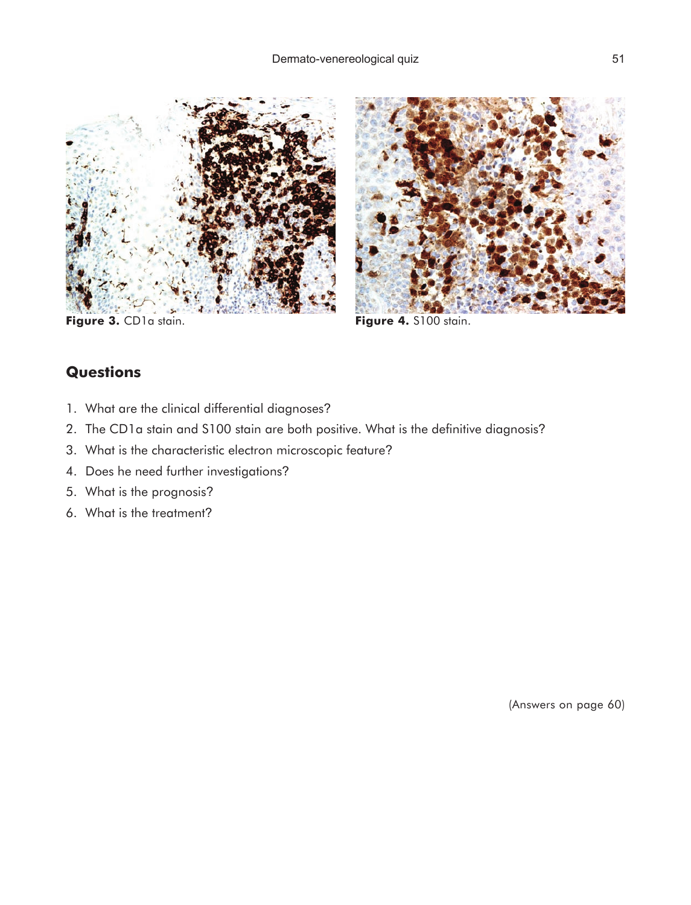**Figure 3.** CD1a stain.

**Figure 4.** S100 stain.

## Questions

1. What are the clinical differential diagnoses?
2. The CD1a stain and S100 stain are both positive. What is the definitive diagnosis?
3. What is the characteristic electron microscopic feature?
4. Does he need further investigations?
5. What is the prognosis?
6. What is the treatment?

(Answers on page 60)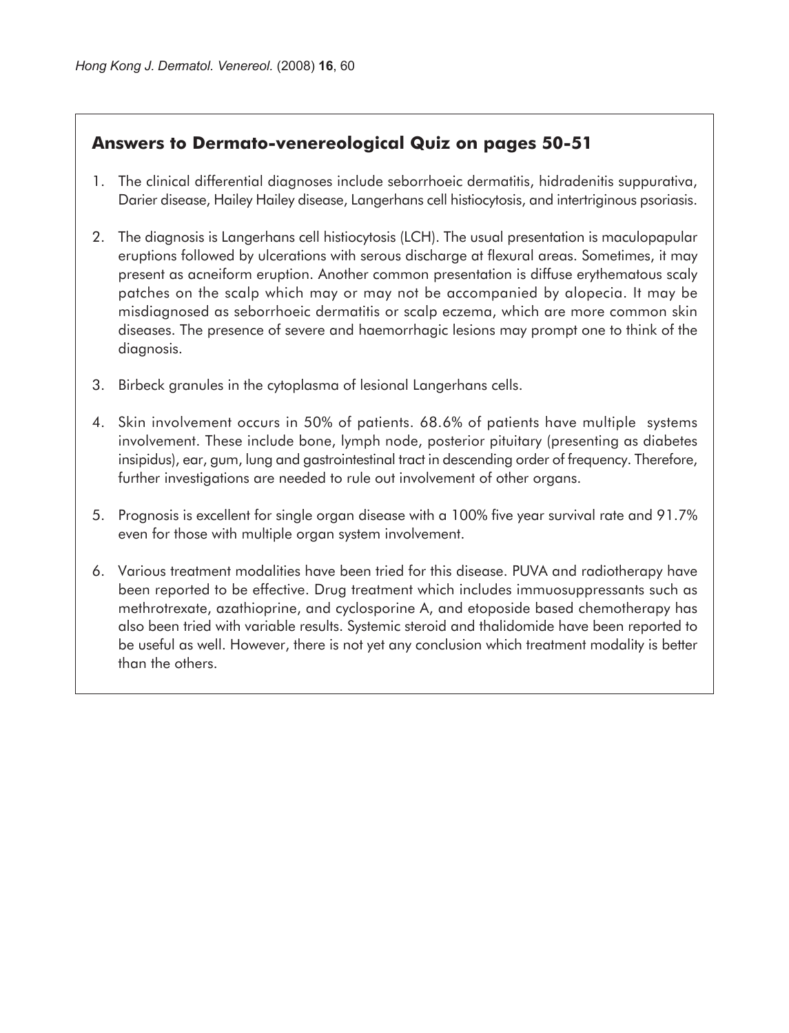## Answers to Dermato-venereological Quiz on pages 50-51

1. The clinical differential diagnoses include seborrhoeic dermatitis, hidradenitis suppurativa, Darier disease, Hailey Hailey disease, Langerhans cell histiocytosis, and intertriginous psoriasis.

2. The diagnosis is Langerhans cell histiocytosis (LCH). The usual presentation is maculopapular eruptions followed by ulcerations with serous discharge at flexural areas. Sometimes, it may present as acneiform eruption. Another common presentation is diffuse erythematous scaly patches on the scalp which may or may not be accompanied by alopecia. It may be misdiagnosed as seborrhoeic dermatitis or scalp eczema, which are more common skin diseases. The presence of severe and haemorrhagic lesions may prompt one to think of the diagnosis.

3. Birbeck granules in the cytoplasma of lesional Langerhans cells.

4. Skin involvement occurs in 50% of patients. 68.6% of patients have multiple systems involvement. These include bone, lymph node, posterior pituitary (presenting as diabetes insipidus), ear, gum, lung and gastrointestinal tract in descending order of frequency. Therefore, further investigations are needed to rule out involvement of other organs.

5. Prognosis is excellent for single organ disease with a 100% five year survival rate and 91.7% even for those with multiple organ system involvement.

6. Various treatment modalities have been tried for this disease. PUVA and radiotherapy have been reported to be effective. Drug treatment which includes immuosuppressants such as methrotrexate, azathioprine, and cyclosporine A, and etoposide based chemotherapy has also been tried with variable results. Systemic steroid and thalidomide have been reported to be useful as well. However, there is not yet any conclusion which treatment modality is better than the others.